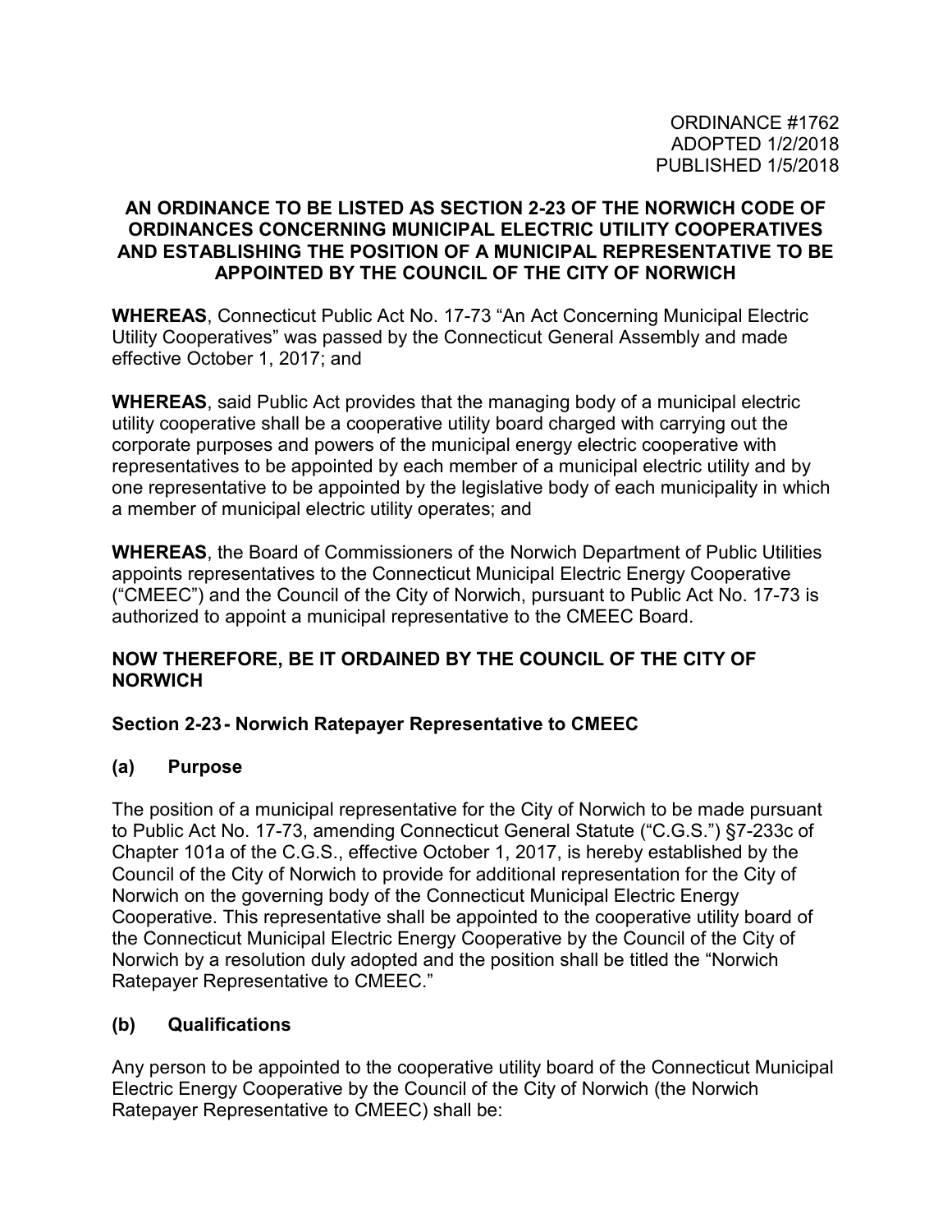ORDINANCE #1762
ADOPTED 1/2/2018
PUBLISHED 1/5/2018

**AN ORDINANCE TO BE LISTED AS SECTION 2-23 OF THE NORWICH CODE OF ORDINANCES CONCERNING MUNICIPAL ELECTRIC UTILITY COOPERATIVES AND ESTABLISHING THE POSITION OF A MUNICIPAL REPRESENTATIVE TO BE APPOINTED BY THE COUNCIL OF THE CITY OF NORWICH**

**WHEREAS**, Connecticut Public Act No. 17-73 "An Act Concerning Municipal Electric Utility Cooperatives" was passed by the Connecticut General Assembly and made effective October 1, 2017; and

**WHEREAS**, said Public Act provides that the managing body of a municipal electric utility cooperative shall be a cooperative utility board charged with carrying out the corporate purposes and powers of the municipal energy electric cooperative with representatives to be appointed by each member of a municipal electric utility and by one representative to be appointed by the legislative body of each municipality in which a member of municipal electric utility operates; and

**WHEREAS**, the Board of Commissioners of the Norwich Department of Public Utilities appoints representatives to the Connecticut Municipal Electric Energy Cooperative ("CMEEC") and the Council of the City of Norwich, pursuant to Public Act No. 17-73 is authorized to appoint a municipal representative to the CMEEC Board.

**NOW THEREFORE, BE IT ORDAINED BY THE COUNCIL OF THE CITY OF NORWICH**

### Section 2-23 - Norwich Ratepayer Representative to CMEEC

### (a) Purpose

The position of a municipal representative for the City of Norwich to be made pursuant to Public Act No. 17-73, amending Connecticut General Statute ("C.G.S.") §7-233c of Chapter 101a of the C.G.S., effective October 1, 2017, is hereby established by the Council of the City of Norwich to provide for additional representation for the City of Norwich on the governing body of the Connecticut Municipal Electric Energy Cooperative. This representative shall be appointed to the cooperative utility board of the Connecticut Municipal Electric Energy Cooperative by the Council of the City of Norwich by a resolution duly adopted and the position shall be titled the "Norwich Ratepayer Representative to CMEEC."

### (b) Qualifications

Any person to be appointed to the cooperative utility board of the Connecticut Municipal Electric Energy Cooperative by the Council of the City of Norwich (the Norwich Ratepayer Representative to CMEEC) shall be: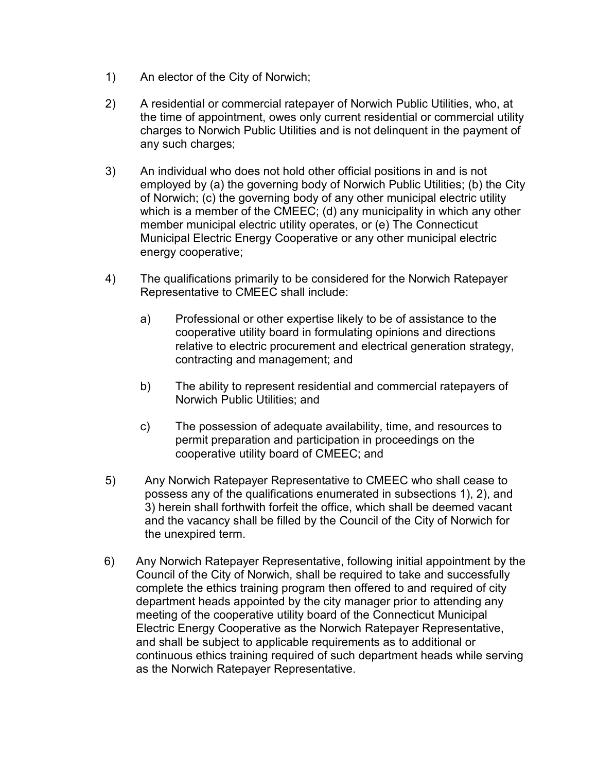1) An elector of the City of Norwich;

2) A residential or commercial ratepayer of Norwich Public Utilities, who, at the time of appointment, owes only current residential or commercial utility charges to Norwich Public Utilities and is not delinquent in the payment of any such charges;

3) An individual who does not hold other official positions in and is not employed by (a) the governing body of Norwich Public Utilities; (b) the City of Norwich; (c) the governing body of any other municipal electric utility which is a member of the CMEEC; (d) any municipality in which any other member municipal electric utility operates, or (e) The Connecticut Municipal Electric Energy Cooperative or any other municipal electric energy cooperative;

4) The qualifications primarily to be considered for the Norwich Ratepayer Representative to CMEEC shall include:

   a) Professional or other expertise likely to be of assistance to the cooperative utility board in formulating opinions and directions relative to electric procurement and electrical generation strategy, contracting and management; and

   b) The ability to represent residential and commercial ratepayers of Norwich Public Utilities; and

   c) The possession of adequate availability, time, and resources to permit preparation and participation in proceedings on the cooperative utility board of CMEEC; and

5) Any Norwich Ratepayer Representative to CMEEC who shall cease to possess any of the qualifications enumerated in subsections 1), 2), and 3) herein shall forthwith forfeit the office, which shall be deemed vacant and the vacancy shall be filled by the Council of the City of Norwich for the unexpired term.

6) Any Norwich Ratepayer Representative, following initial appointment by the Council of the City of Norwich, shall be required to take and successfully complete the ethics training program then offered to and required of city department heads appointed by the city manager prior to attending any meeting of the cooperative utility board of the Connecticut Municipal Electric Energy Cooperative as the Norwich Ratepayer Representative, and shall be subject to applicable requirements as to additional or continuous ethics training required of such department heads while serving as the Norwich Ratepayer Representative.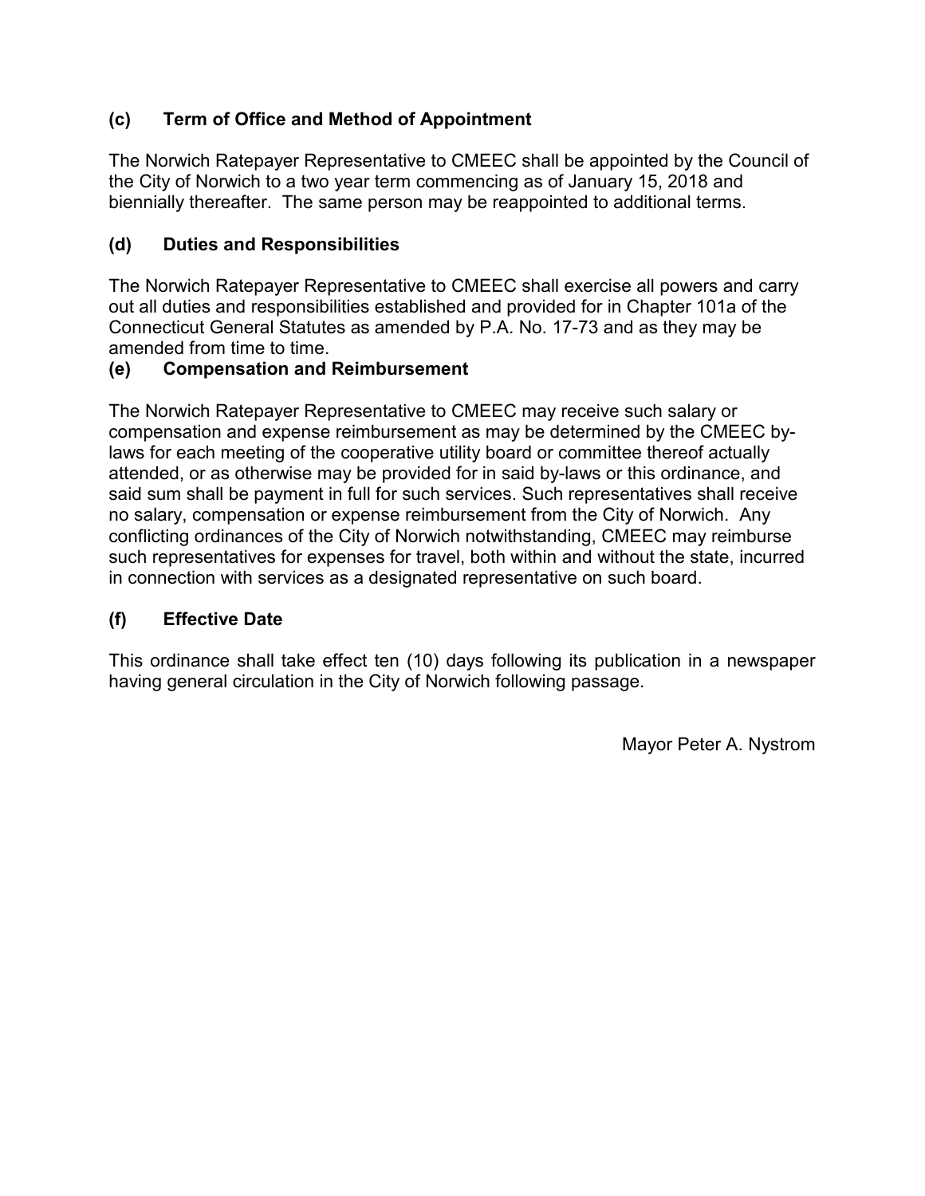### (c) Term of Office and Method of Appointment

The Norwich Ratepayer Representative to CMEEC shall be appointed by the Council of the City of Norwich to a two year term commencing as of January 15, 2018 and biennially thereafter. The same person may be reappointed to additional terms.

### (d) Duties and Responsibilities

The Norwich Ratepayer Representative to CMEEC shall exercise all powers and carry out all duties and responsibilities established and provided for in Chapter 101a of the Connecticut General Statutes as amended by P.A. No. 17-73 and as they may be amended from time to time.

### (e) Compensation and Reimbursement

The Norwich Ratepayer Representative to CMEEC may receive such salary or compensation and expense reimbursement as may be determined by the CMEEC by-laws for each meeting of the cooperative utility board or committee thereof actually attended, or as otherwise may be provided for in said by-laws or this ordinance, and said sum shall be payment in full for such services. Such representatives shall receive no salary, compensation or expense reimbursement from the City of Norwich. Any conflicting ordinances of the City of Norwich notwithstanding, CMEEC may reimburse such representatives for expenses for travel, both within and without the state, incurred in connection with services as a designated representative on such board.

### (f) Effective Date

This ordinance shall take effect ten (10) days following its publication in a newspaper having general circulation in the City of Norwich following passage.

Mayor Peter A. Nystrom